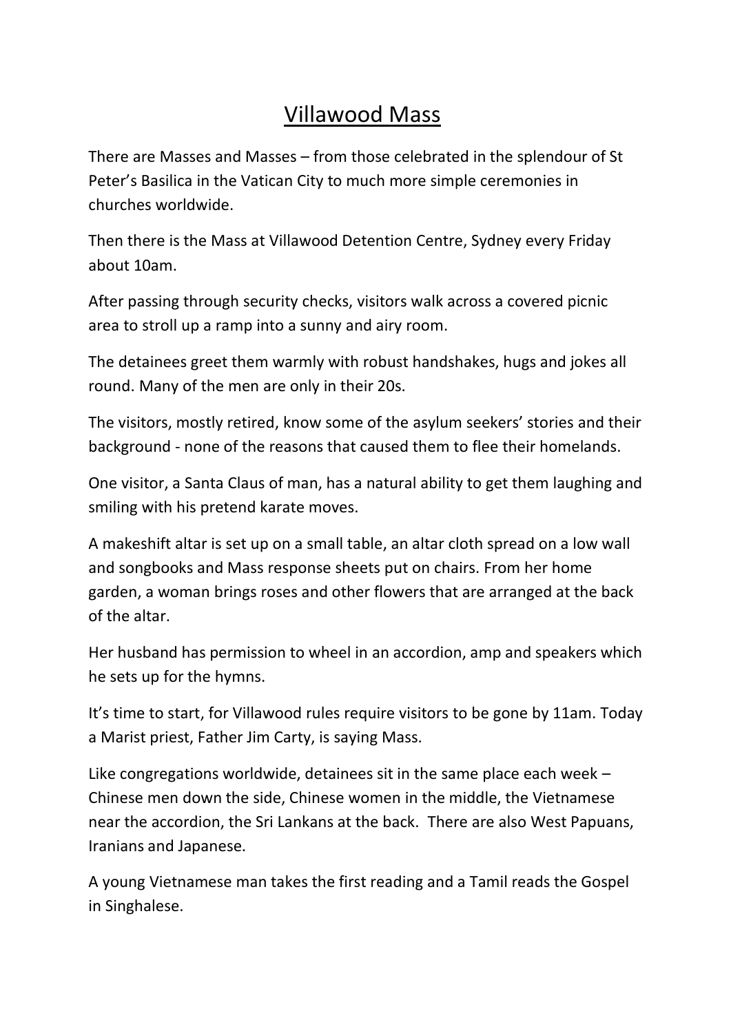# Villawood Mass

There are Masses and Masses – from those celebrated in the splendour of St Peter's Basilica in the Vatican City to much more simple ceremonies in churches worldwide.

Then there is the Mass at Villawood Detention Centre, Sydney every Friday about 10am.

After passing through security checks, visitors walk across a covered picnic area to stroll up a ramp into a sunny and airy room.

The detainees greet them warmly with robust handshakes, hugs and jokes all round. Many of the men are only in their 20s.

The visitors, mostly retired, know some of the asylum seekers' stories and their background - none of the reasons that caused them to flee their homelands.

One visitor, a Santa Claus of man, has a natural ability to get them laughing and smiling with his pretend karate moves.

A makeshift altar is set up on a small table, an altar cloth spread on a low wall and songbooks and Mass response sheets put on chairs. From her home garden, a woman brings roses and other flowers that are arranged at the back of the altar.

Her husband has permission to wheel in an accordion, amp and speakers which he sets up for the hymns.

It's time to start, for Villawood rules require visitors to be gone by 11am. Today a Marist priest, Father Jim Carty, is saying Mass.

Like congregations worldwide, detainees sit in the same place each week – Chinese men down the side, Chinese women in the middle, the Vietnamese near the accordion, the Sri Lankans at the back. There are also West Papuans, Iranians and Japanese.

A young Vietnamese man takes the first reading and a Tamil reads the Gospel in Singhalese.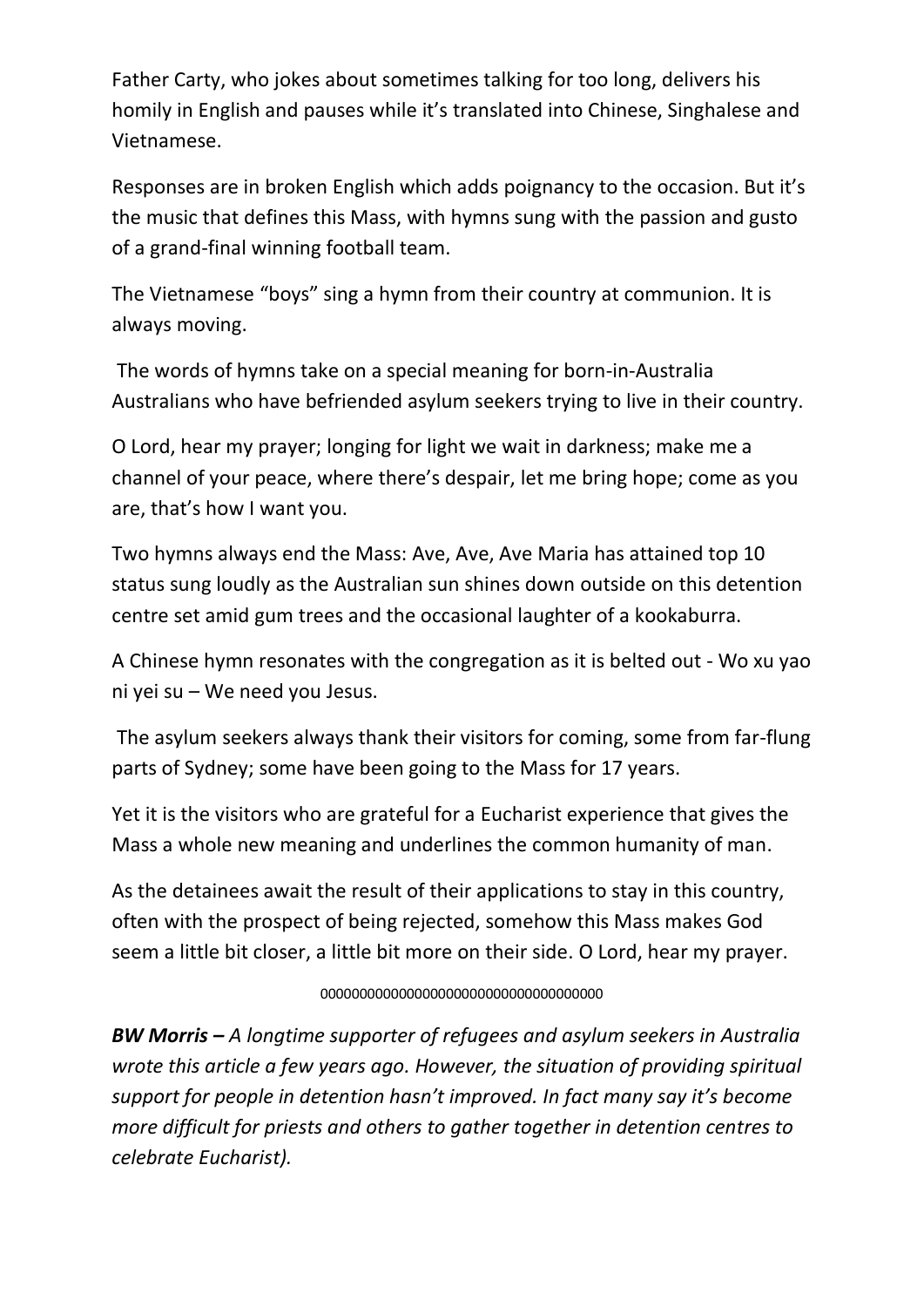Father Carty, who jokes about sometimes talking for too long, delivers his homily in English and pauses while it's translated into Chinese, Singhalese and Vietnamese.

Responses are in broken English which adds poignancy to the occasion. But it's the music that defines this Mass, with hymns sung with the passion and gusto of a grand-final winning football team.

The Vietnamese "boys" sing a hymn from their country at communion. It is always moving.

The words of hymns take on a special meaning for born-in-Australia Australians who have befriended asylum seekers trying to live in their country.

O Lord, hear my prayer; longing for light we wait in darkness; make me a channel of your peace, where there's despair, let me bring hope; come as you are, that's how I want you.

Two hymns always end the Mass: Ave, Ave, Ave Maria has attained top 10 status sung loudly as the Australian sun shines down outside on this detention centre set amid gum trees and the occasional laughter of a kookaburra.

A Chinese hymn resonates with the congregation as it is belted out - Wo xu yao ni yei su – We need you Jesus.

The asylum seekers always thank their visitors for coming, some from far-flung parts of Sydney; some have been going to the Mass for 17 years.

Yet it is the visitors who are grateful for a Eucharist experience that gives the Mass a whole new meaning and underlines the common humanity of man.

As the detainees await the result of their applications to stay in this country, often with the prospect of being rejected, somehow this Mass makes God seem a little bit closer, a little bit more on their side. O Lord, hear my prayer.

oooooooooooooooooooooooooooooooooooooo

***BW Morris –*** *A longtime supporter of refugees and asylum seekers in Australia wrote this article a few years ago. However, the situation of providing spiritual support for people in detention hasn't improved. In fact many say it's become more difficult for priests and others to gather together in detention centres to celebrate Eucharist).*